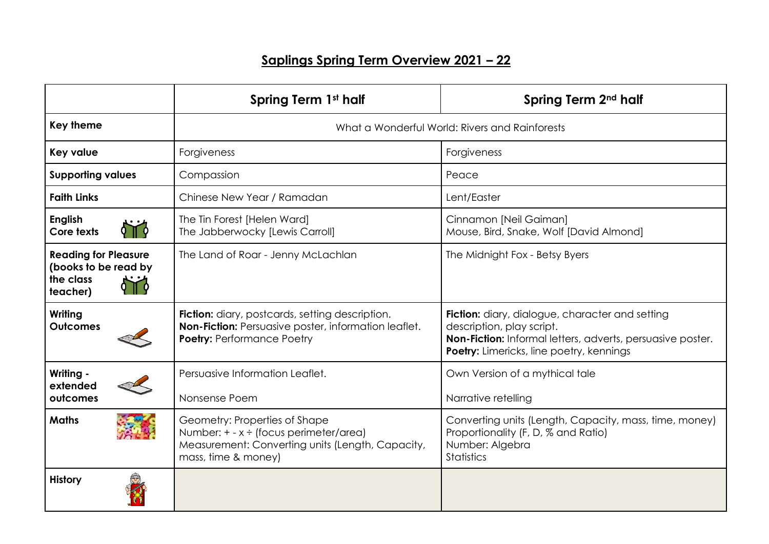# Saplings Spring Term Overview 2021 – 22

| | Spring Term 1st half | Spring Term 2nd half |
|---|---|---|
| **Key theme** | What a Wonderful World: Rivers and Rainforests | |
| **Key value** | Forgiveness | Forgiveness |
| **Supporting values** | Compassion | Peace |
| **Faith Links** | Chinese New Year / Ramadan | Lent/Easter |
| **English Core texts** | The Tin Forest [Helen Ward]<br>The Jabberwocky [Lewis Carroll] | Cinnamon [Neil Gaiman]<br>Mouse, Bird, Snake, Wolf [David Almond] |
| **Reading for Pleasure (books to be read by the class teacher)** | The Land of Roar - Jenny McLachlan | The Midnight Fox - Betsy Byers |
| **Writing Outcomes** | **Fiction:** diary, postcards, setting description.<br>**Non-Fiction:** Persuasive poster, information leaflet.<br>**Poetry:** Performance Poetry | **Fiction:** diary, dialogue, character and setting description, play script.<br>**Non-Fiction:** Informal letters, adverts, persuasive poster.<br>**Poetry:** Limericks, line poetry, kennings |
| **Writing - extended outcomes** | Persuasive Information Leaflet.<br><br>Nonsense Poem | Own Version of a mythical tale<br><br>Narrative retelling |
| **Maths** | Geometry: Properties of Shape<br>Number: + - x ÷ (focus perimeter/area)<br>Measurement: Converting units (Length, Capacity, mass, time & money) | Converting units (Length, Capacity, mass, time, money)<br>Proportionality (F, D, % and Ratio)<br>Number: Algebra<br>Statistics |
| **History** | | |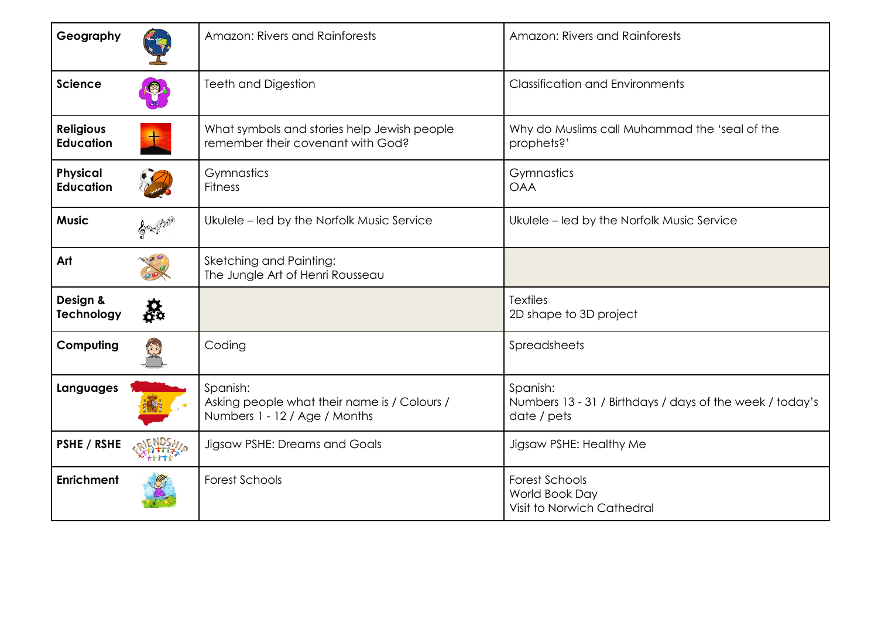| | | |
|---|---|---|
| **Geography** | Amazon: Rivers and Rainforests | Amazon: Rivers and Rainforests |
| **Science** | Teeth and Digestion | Classification and Environments |
| **Religious Education** | What symbols and stories help Jewish people remember their covenant with God? | Why do Muslims call Muhammad the 'seal of the prophets?' |
| **Physical Education** | Gymnastics<br>Fitness | Gymnastics<br>OAA |
| **Music** | Ukulele – led by the Norfolk Music Service | Ukulele – led by the Norfolk Music Service |
| **Art** | Sketching and Painting:<br>The Jungle Art of Henri Rousseau | |
| **Design & Technology** | | Textiles<br>2D shape to 3D project |
| **Computing** | Coding | Spreadsheets |
| **Languages** | Spanish:<br>Asking people what their name is / Colours / Numbers 1 - 12 / Age / Months | Spanish:<br>Numbers 13 - 31 / Birthdays / days of the week / today's date / pets |
| **PSHE / RSHE** | Jigsaw PSHE: Dreams and Goals | Jigsaw PSHE: Healthy Me |
| **Enrichment** | Forest Schools | Forest Schools<br>World Book Day<br>Visit to Norwich Cathedral |